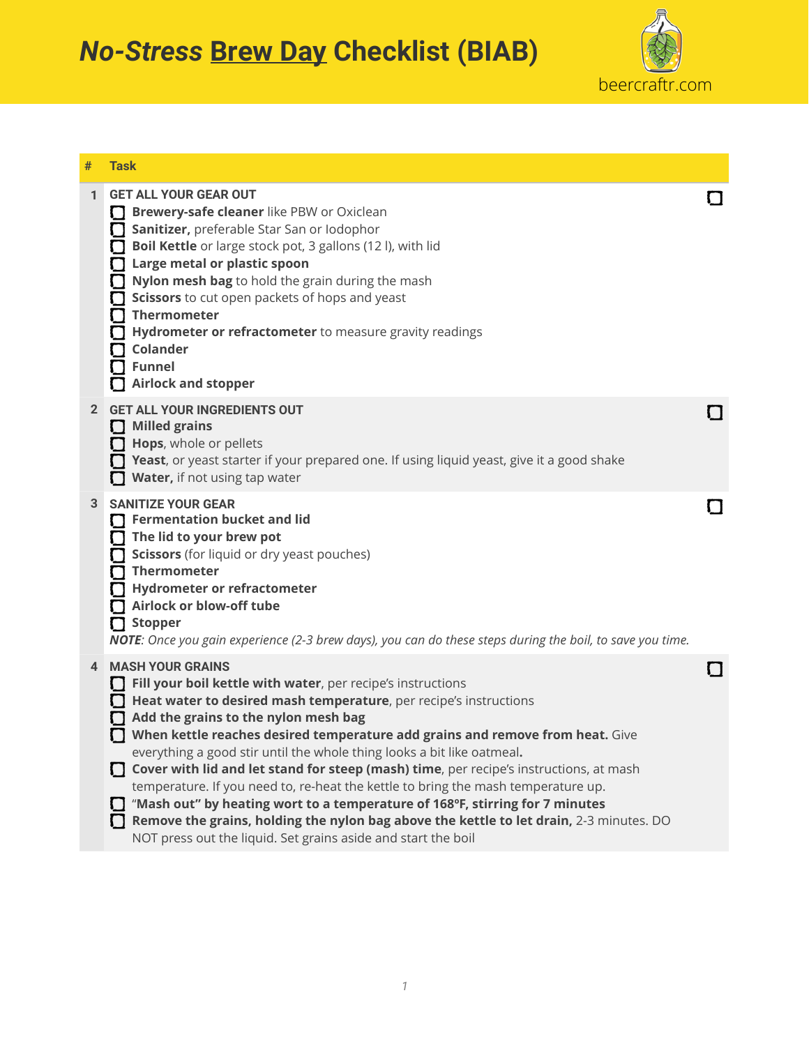# *No-Stress* Brew Day Checklist (BIAB)

beercraftr.com

| # | Task | |
|---|---|---|
| 1 | GET ALL YOUR GEAR OUT<br>☐ **Brewery-safe cleaner** like PBW or Oxiclean<br>☐ **Sanitizer,** preferable Star San or Iodophor<br>☐ **Boil Kettle** or large stock pot, 3 gallons (12 l), with lid<br>☐ **Large metal or plastic spoon**<br>☐ **Nylon mesh bag** to hold the grain during the mash<br>☐ **Scissors** to cut open packets of hops and yeast<br>☐ **Thermometer**<br>☐ **Hydrometer or refractometer** to measure gravity readings<br>☐ **Colander**<br>☐ **Funnel**<br>☐ **Airlock and stopper** | ☐ |
| 2 | GET ALL YOUR INGREDIENTS OUT<br>☐ **Milled grains**<br>☐ **Hops**, whole or pellets<br>☐ **Yeast**, or yeast starter if your prepared one. If using liquid yeast, give it a good shake<br>☐ **Water,** if not using tap water | ☐ |
| 3 | SANITIZE YOUR GEAR<br>☐ **Fermentation bucket and lid**<br>☐ **The lid to your brew pot**<br>☐ **Scissors** (for liquid or dry yeast pouches)<br>☐ **Thermometer**<br>☐ **Hydrometer or refractometer**<br>☐ **Airlock or blow-off tube**<br>☐ **Stopper**<br>***NOTE***: *Once you gain experience (2-3 brew days), you can do these steps during the boil, to save you time.* | ☐ |
| 4 | MASH YOUR GRAINS<br>☐ **Fill your boil kettle with water**, per recipe's instructions<br>☐ **Heat water to desired mash temperature**, per recipe's instructions<br>☐ **Add the grains to the nylon mesh bag**<br>☐ **When kettle reaches desired temperature add grains and remove from heat.** Give everything a good stir until the whole thing looks a bit like oatmeal**.**<br>☐ **Cover with lid and let stand for steep (mash) time**, per recipe's instructions, at mash temperature. If you need to, re-heat the kettle to bring the mash temperature up.<br>☐ "**Mash out" by heating wort to a temperature of 168ºF, stirring for 7 minutes**<br>☐ **Remove the grains, holding the nylon bag above the kettle to let drain,** 2-3 minutes. DO NOT press out the liquid. Set grains aside and start the boil | ☐ |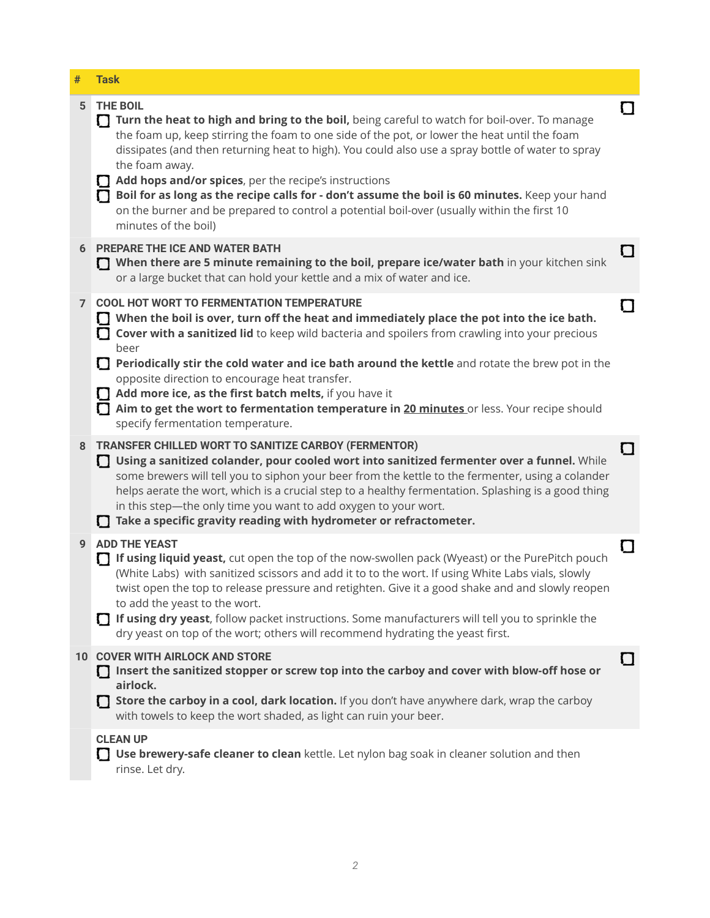| # | Task | |
|---|---|---|
| 5 | **THE BOIL**<br>☐ **Turn the heat to high and bring to the boil,** being careful to watch for boil-over. To manage the foam up, keep stirring the foam to one side of the pot, or lower the heat until the foam dissipates (and then returning heat to high). You could also use a spray bottle of water to spray the foam away.<br>☐ **Add hops and/or spices**, per the recipe's instructions<br>☐ **Boil for as long as the recipe calls for - don't assume the boil is 60 minutes.** Keep your hand on the burner and be prepared to control a potential boil-over (usually within the first 10 minutes of the boil) | ☐ |
| 6 | **PREPARE THE ICE AND WATER BATH**<br>☐ **When there are 5 minute remaining to the boil, prepare ice/water bath** in your kitchen sink or a large bucket that can hold your kettle and a mix of water and ice. | ☐ |
| 7 | **COOL HOT WORT TO FERMENTATION TEMPERATURE**<br>☐ **When the boil is over, turn off the heat and immediately place the pot into the ice bath.**<br>☐ **Cover with a sanitized lid** to keep wild bacteria and spoilers from crawling into your precious beer<br>☐ **Periodically stir the cold water and ice bath around the kettle** and rotate the brew pot in the opposite direction to encourage heat transfer.<br>☐ **Add more ice, as the first batch melts,** if you have it<br>☐ **Aim to get the wort to fermentation temperature in 20 minutes** or less. Your recipe should specify fermentation temperature. | ☐ |
| 8 | **TRANSFER CHILLED WORT TO SANITIZE CARBOY (FERMENTOR)**<br>☐ **Using a sanitized colander, pour cooled wort into sanitized fermenter over a funnel.** While some brewers will tell you to siphon your beer from the kettle to the fermenter, using a colander helps aerate the wort, which is a crucial step to a healthy fermentation. Splashing is a good thing in this step—the only time you want to add oxygen to your wort.<br>☐ **Take a specific gravity reading with hydrometer or refractometer.** | ☐ |
| 9 | **ADD THE YEAST**<br>☐ **If using liquid yeast,** cut open the top of the now-swollen pack (Wyeast) or the PurePitch pouch (White Labs) with sanitized scissors and add it to to the wort. If using White Labs vials, slowly twist open the top to release pressure and retighten. Give it a good shake and and slowly reopen to add the yeast to the wort.<br>☐ **If using dry yeast**, follow packet instructions. Some manufacturers will tell you to sprinkle the dry yeast on top of the wort; others will recommend hydrating the yeast first. | ☐ |
| 10 | **COVER WITH AIRLOCK AND STORE**<br>☐ **Insert the sanitized stopper or screw top into the carboy and cover with blow-off hose or airlock.**<br>☐ **Store the carboy in a cool, dark location.** If you don't have anywhere dark, wrap the carboy with towels to keep the wort shaded, as light can ruin your beer. | ☐ |
| | **CLEAN UP**<br>☐ **Use brewery-safe cleaner to clean** kettle. Let nylon bag soak in cleaner solution and then rinse. Let dry. | |